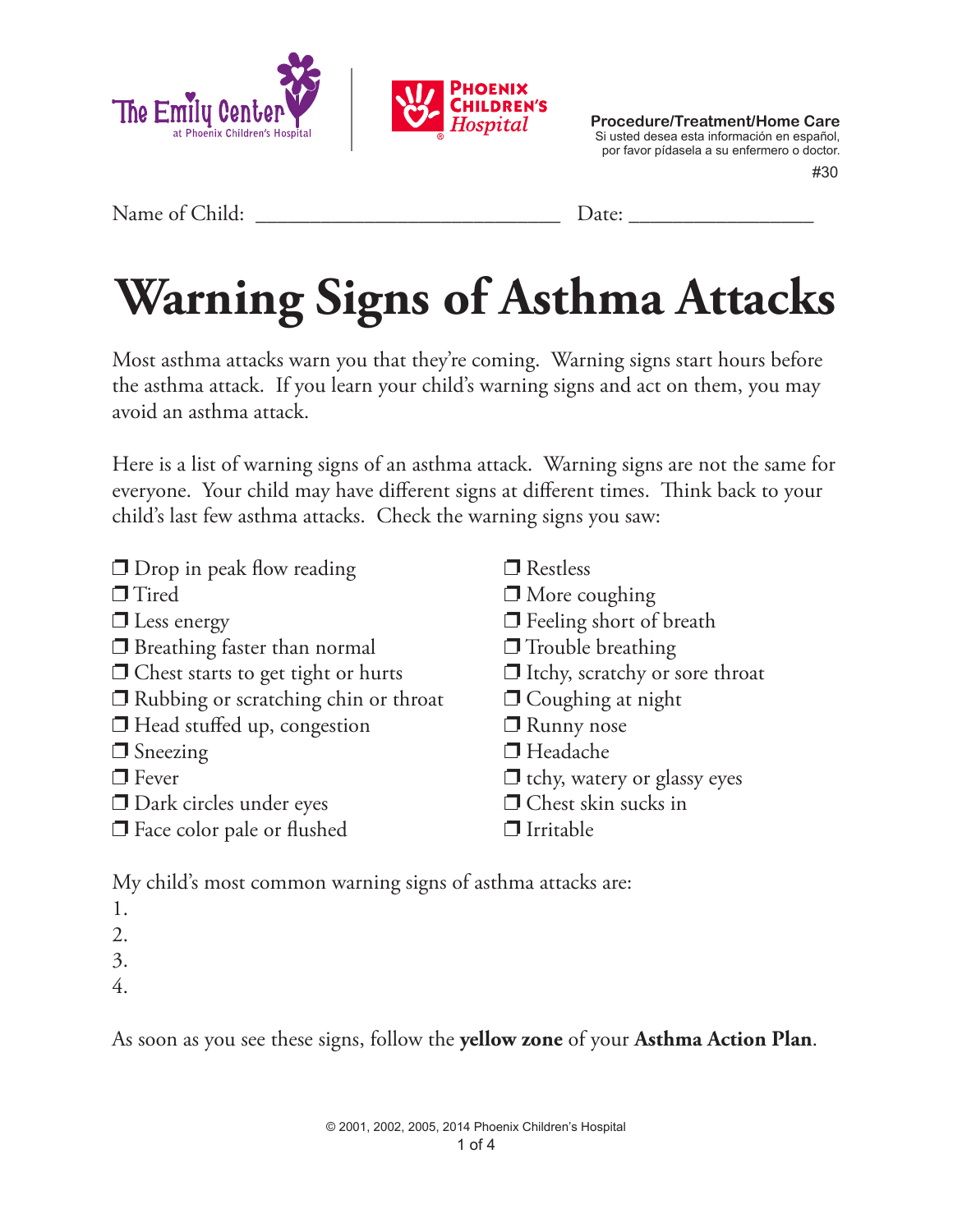The Emily Center at Phoenix Children's Hospital | Phoenix Children's Hospital

**Procedure/Treatment/Home Care**
Si usted desea esta información en español, por favor pídasela a su enfermero o doctor.
#30

Name of Child: ______________________________ Date: __________________

# Warning Signs of Asthma Attacks

Most asthma attacks warn you that they're coming. Warning signs start hours before the asthma attack. If you learn your child's warning signs and act on them, you may avoid an asthma attack.

Here is a list of warning signs of an asthma attack. Warning signs are not the same for everyone. Your child may have different signs at different times. Think back to your child's last few asthma attacks. Check the warning signs you saw:

- ❒ Drop in peak flow reading
- ❒ Tired
- ❒ Less energy
- ❒ Breathing faster than normal
- ❒ Chest starts to get tight or hurts
- ❒ Rubbing or scratching chin or throat
- ❒ Head stuffed up, congestion
- ❒ Sneezing
- ❒ Fever
- ❒ Dark circles under eyes
- ❒ Face color pale or flushed
- ❒ Restless
- ❒ More coughing
- ❒ Feeling short of breath
- ❒ Trouble breathing
- ❒ Itchy, scratchy or sore throat
- ❒ Coughing at night
- ❒ Runny nose
- ❒ Headache
- ❒ tchy, watery or glassy eyes
- ❒ Chest skin sucks in
- ❒ Irritable

My child's most common warning signs of asthma attacks are:

1.
2.
3.
4.

As soon as you see these signs, follow the **yellow zone** of your **Asthma Action Plan**.

© 2001, 2002, 2005, 2014 Phoenix Children's Hospital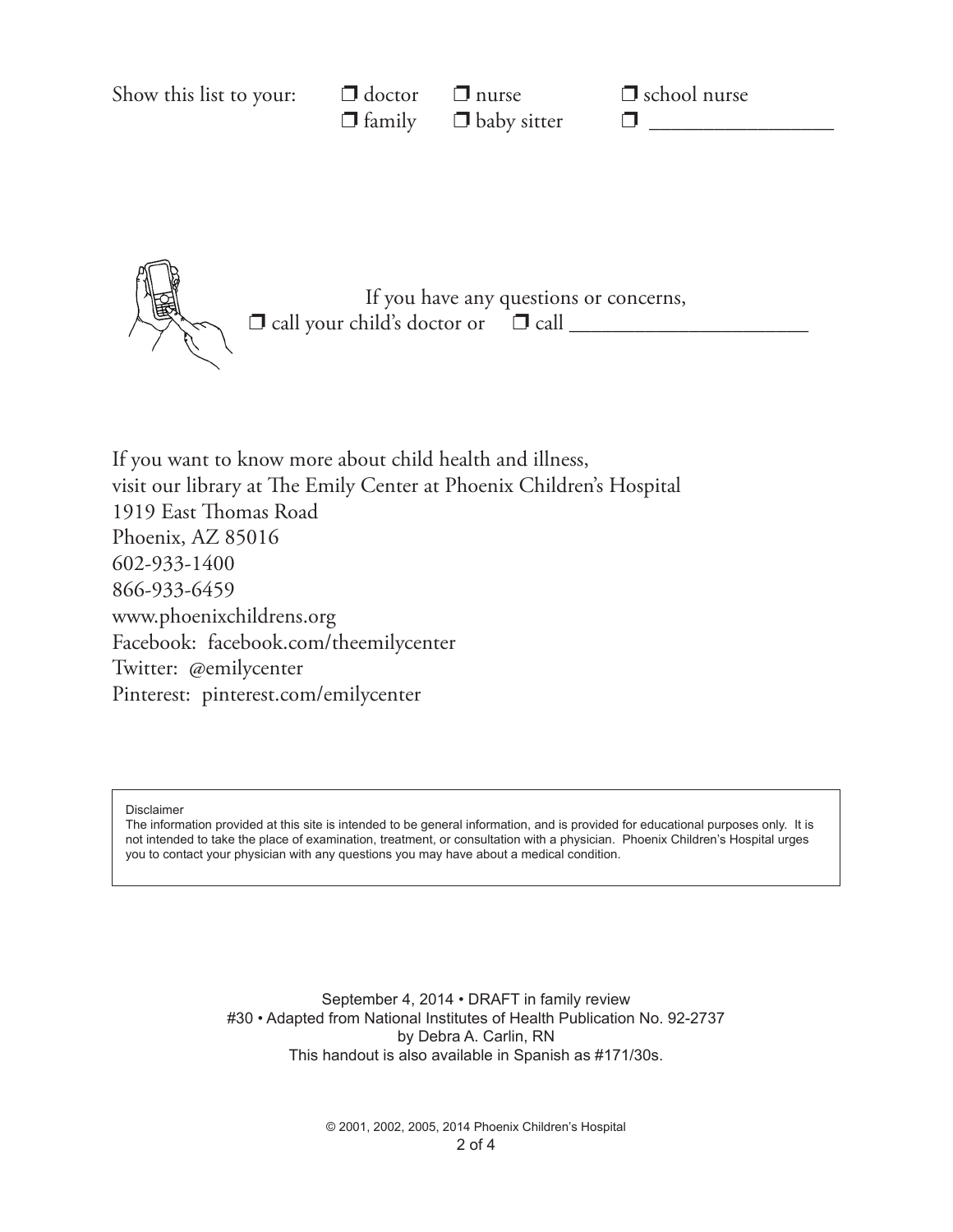Show this list to your: ❒ doctor ❒ nurse ❒ school nurse ❒ family ❒ baby sitter ❒ _________________

If you have any questions or concerns,
❒ call your child's doctor or ❒ call ______________________

If you want to know more about child health and illness,
visit our library at The Emily Center at Phoenix Children's Hospital
1919 East Thomas Road
Phoenix, AZ 85016
602-933-1400
866-933-6459
www.phoenixchildrens.org
Facebook: facebook.com/theemilycenter
Twitter: @emilycenter
Pinterest: pinterest.com/emilycenter

Disclaimer
The information provided at this site is intended to be general information, and is provided for educational purposes only. It is not intended to take the place of examination, treatment, or consultation with a physician. Phoenix Children's Hospital urges you to contact your physician with any questions you may have about a medical condition.

September 4, 2014 • DRAFT in family review
#30 • Adapted from National Institutes of Health Publication No. 92-2737
by Debra A. Carlin, RN
This handout is also available in Spanish as #171/30s.

© 2001, 2002, 2005, 2014 Phoenix Children's Hospital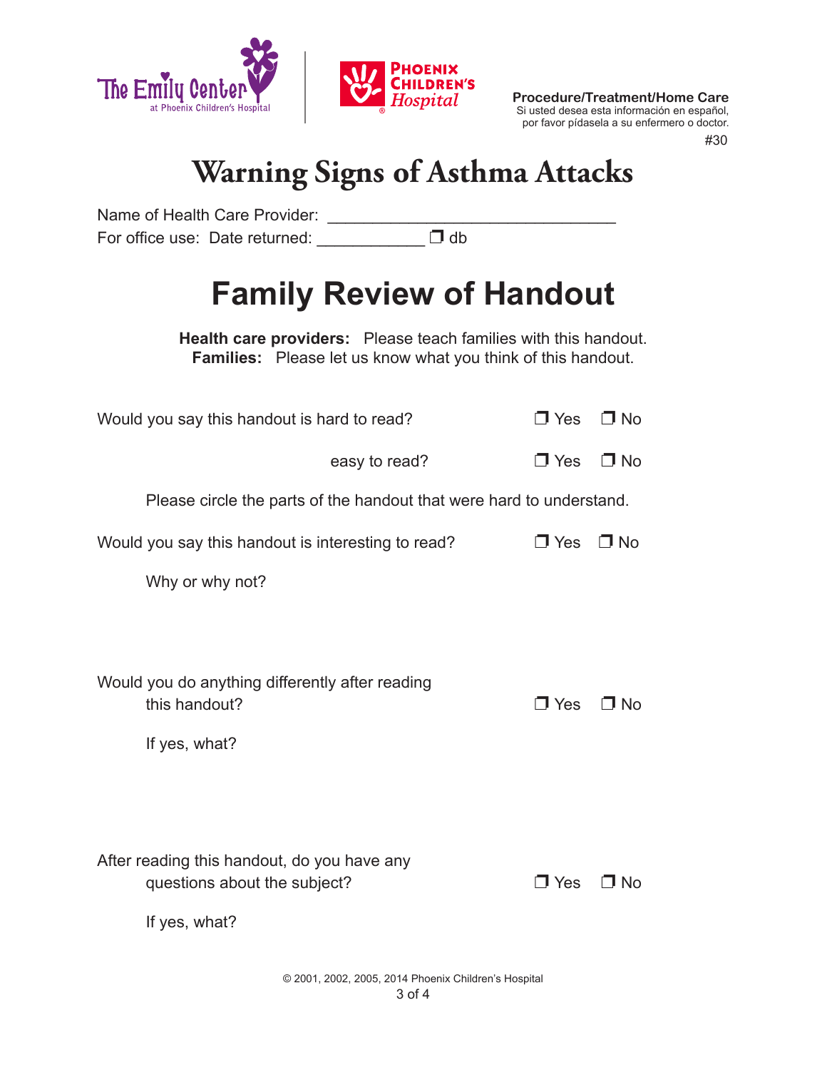The Emily Center at Phoenix Children's Hospital | Phoenix Children's Hospital

**Procedure/Treatment/Home Care**
Si usted desea esta información en español, por favor pídasela a su enfermero o doctor.
#30

# Warning Signs of Asthma Attacks

Name of Health Care Provider: ______________________________
For office use: Date returned: ___________ ❐ db

# Family Review of Handout

**Health care providers:** Please teach families with this handout.
**Families:** Please let us know what you think of this handout.

Would you say this handout is hard to read? ❐ Yes ❐ No

easy to read? ❐ Yes ❐ No

Please circle the parts of the handout that were hard to understand.

Would you say this handout is interesting to read? ❐ Yes ❐ No

Why or why not?

Would you do anything differently after reading this handout? ❐ Yes ❐ No

If yes, what?

After reading this handout, do you have any questions about the subject? ❐ Yes ❐ No

If yes, what?

© 2001, 2002, 2005, 2014 Phoenix Children's Hospital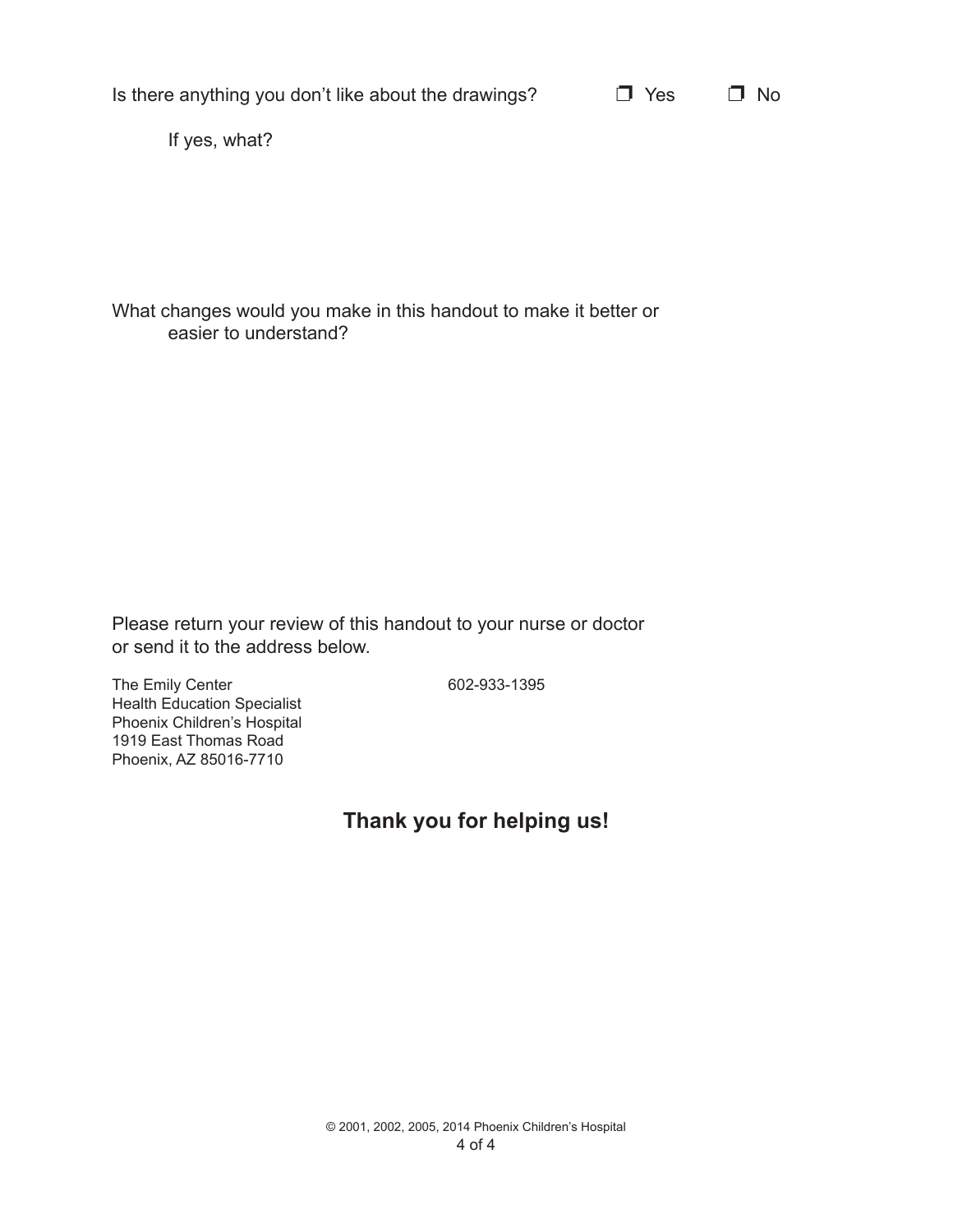Is there anything you don't like about the drawings? ❒ Yes ❒ No

If yes, what?

What changes would you make in this handout to make it better or easier to understand?

Please return your review of this handout to your nurse or doctor or send it to the address below.

The Emily Center
Health Education Specialist
Phoenix Children's Hospital
1919 East Thomas Road
Phoenix, AZ 85016-7710

602-933-1395

**Thank you for helping us!**

© 2001, 2002, 2005, 2014 Phoenix Children's Hospital